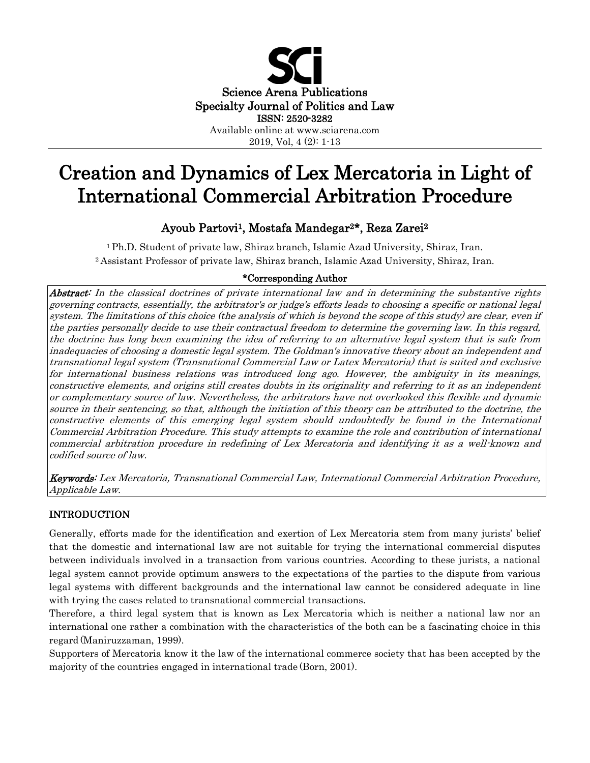Science Arena Publications
Specialty Journal of Politics and Law
ISSN: 2520-3282
Available online at www.sciarena.com
2019, Vol, 4 (2): 1-13

# Creation and Dynamics of Lex Mercatoria in Light of International Commercial Arbitration Procedure

**Ayoub Partovi[1], Mostafa Mandegar[2]*, Reza Zarei[2]**

[1] Ph.D. Student of private law, Shiraz branch, Islamic Azad University, Shiraz, Iran.
[2] Assistant Professor of private law, Shiraz branch, Islamic Azad University, Shiraz, Iran.

**\*Corresponding Author**

***Abstract:*** *In the classical doctrines of private international law and in determining the substantive rights governing contracts, essentially, the arbitrator's or judge's efforts leads to choosing a specific or national legal system. The limitations of this choice (the analysis of which is beyond the scope of this study) are clear, even if the parties personally decide to use their contractual freedom to determine the governing law. In this regard, the doctrine has long been examining the idea of referring to an alternative legal system that is safe from inadequacies of choosing a domestic legal system. The Goldman's innovative theory about an independent and transnational legal system (Transnational Commercial Law or Latex Mercatoria) that is suited and exclusive for international business relations was introduced long ago. However, the ambiguity in its meanings, constructive elements, and origins still creates doubts in its originality and referring to it as an independent or complementary source of law. Nevertheless, the arbitrators have not overlooked this flexible and dynamic source in their sentencing, so that, although the initiation of this theory can be attributed to the doctrine, the constructive elements of this emerging legal system should undoubtedly be found in the International Commercial Arbitration Procedure. This study attempts to examine the role and contribution of international commercial arbitration procedure in redefining of Lex Mercatoria and identifying it as a well-known and codified source of law.*

***Keywords:*** *Lex Mercatoria, Transnational Commercial Law, International Commercial Arbitration Procedure, Applicable Law.*

## INTRODUCTION

Generally, efforts made for the identification and exertion of Lex Mercatoria stem from many jurists' belief that the domestic and international law are not suitable for trying the international commercial disputes between individuals involved in a transaction from various countries. According to these jurists, a national legal system cannot provide optimum answers to the expectations of the parties to the dispute from various legal systems with different backgrounds and the international law cannot be considered adequate in line with trying the cases related to transnational commercial transactions.

Therefore, a third legal system that is known as Lex Mercatoria which is neither a national law nor an international one rather a combination with the characteristics of the both can be a fascinating choice in this regard (Maniruzzaman, 1999).

Supporters of Mercatoria know it the law of the international commerce society that has been accepted by the majority of the countries engaged in international trade (Born, 2001).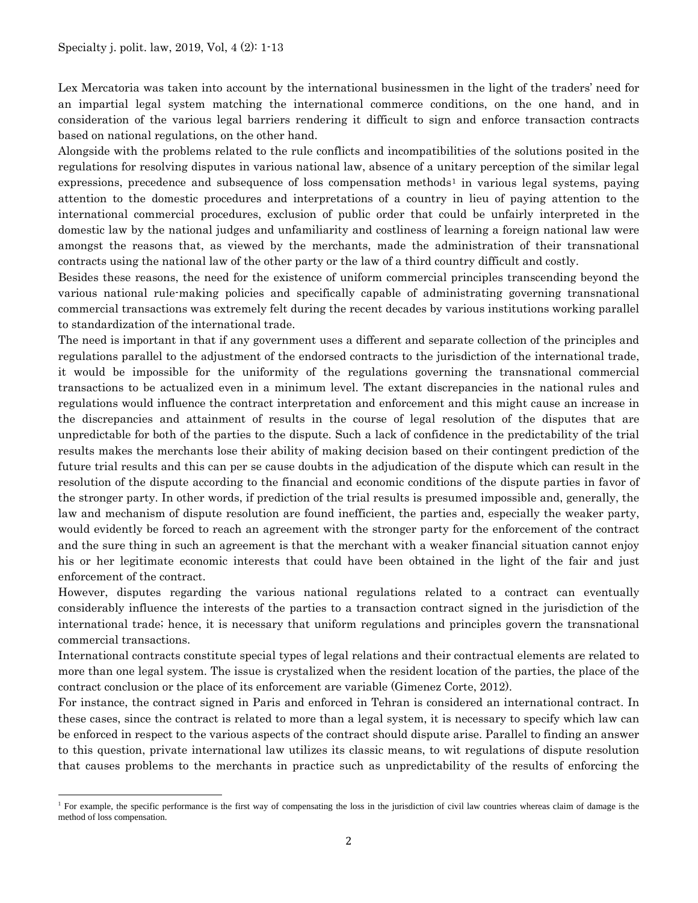Lex Mercatoria was taken into account by the international businessmen in the light of the traders' need for an impartial legal system matching the international commerce conditions, on the one hand, and in consideration of the various legal barriers rendering it difficult to sign and enforce transaction contracts based on national regulations, on the other hand.

Alongside with the problems related to the rule conflicts and incompatibilities of the solutions posited in the regulations for resolving disputes in various national law, absence of a unitary perception of the similar legal expressions, precedence and subsequence of loss compensation methods[1] in various legal systems, paying attention to the domestic procedures and interpretations of a country in lieu of paying attention to the international commercial procedures, exclusion of public order that could be unfairly interpreted in the domestic law by the national judges and unfamiliarity and costliness of learning a foreign national law were amongst the reasons that, as viewed by the merchants, made the administration of their transnational contracts using the national law of the other party or the law of a third country difficult and costly.

Besides these reasons, the need for the existence of uniform commercial principles transcending beyond the various national rule-making policies and specifically capable of administrating governing transnational commercial transactions was extremely felt during the recent decades by various institutions working parallel to standardization of the international trade.

The need is important in that if any government uses a different and separate collection of the principles and regulations parallel to the adjustment of the endorsed contracts to the jurisdiction of the international trade, it would be impossible for the uniformity of the regulations governing the transnational commercial transactions to be actualized even in a minimum level. The extant discrepancies in the national rules and regulations would influence the contract interpretation and enforcement and this might cause an increase in the discrepancies and attainment of results in the course of legal resolution of the disputes that are unpredictable for both of the parties to the dispute. Such a lack of confidence in the predictability of the trial results makes the merchants lose their ability of making decision based on their contingent prediction of the future trial results and this can per se cause doubts in the adjudication of the dispute which can result in the resolution of the dispute according to the financial and economic conditions of the dispute parties in favor of the stronger party. In other words, if prediction of the trial results is presumed impossible and, generally, the law and mechanism of dispute resolution are found inefficient, the parties and, especially the weaker party, would evidently be forced to reach an agreement with the stronger party for the enforcement of the contract and the sure thing in such an agreement is that the merchant with a weaker financial situation cannot enjoy his or her legitimate economic interests that could have been obtained in the light of the fair and just enforcement of the contract.

However, disputes regarding the various national regulations related to a contract can eventually considerably influence the interests of the parties to a transaction contract signed in the jurisdiction of the international trade; hence, it is necessary that uniform regulations and principles govern the transnational commercial transactions.

International contracts constitute special types of legal relations and their contractual elements are related to more than one legal system. The issue is crystalized when the resident location of the parties, the place of the contract conclusion or the place of its enforcement are variable (Gimenez Corte, 2012).

For instance, the contract signed in Paris and enforced in Tehran is considered an international contract. In these cases, since the contract is related to more than a legal system, it is necessary to specify which law can be enforced in respect to the various aspects of the contract should dispute arise. Parallel to finding an answer to this question, private international law utilizes its classic means, to wit regulations of dispute resolution that causes problems to the merchants in practice such as unpredictability of the results of enforcing the

[1] For example, the specific performance is the first way of compensating the loss in the jurisdiction of civil law countries whereas claim of damage is the method of loss compensation.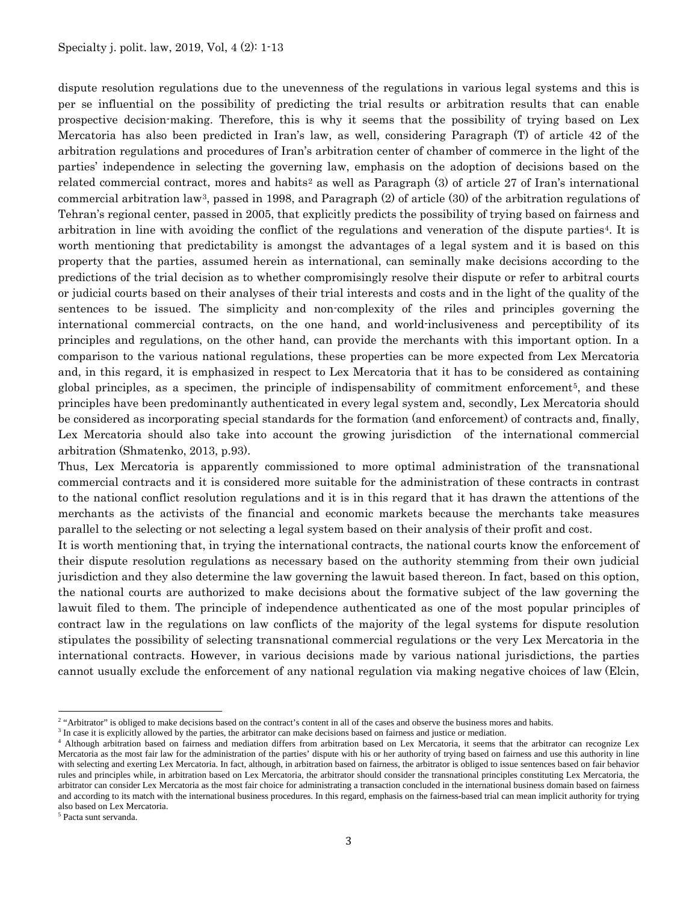dispute resolution regulations due to the unevenness of the regulations in various legal systems and this is per se influential on the possibility of predicting the trial results or arbitration results that can enable prospective decision-making. Therefore, this is why it seems that the possibility of trying based on Lex Mercatoria has also been predicted in Iran's law, as well, considering Paragraph (T) of article 42 of the arbitration regulations and procedures of Iran's arbitration center of chamber of commerce in the light of the parties' independence in selecting the governing law, emphasis on the adoption of decisions based on the related commercial contract, mores and habits[2] as well as Paragraph (3) of article 27 of Iran's international commercial arbitration law[3], passed in 1998, and Paragraph (2) of article (30) of the arbitration regulations of Tehran's regional center, passed in 2005, that explicitly predicts the possibility of trying based on fairness and arbitration in line with avoiding the conflict of the regulations and veneration of the dispute parties[4]. It is worth mentioning that predictability is amongst the advantages of a legal system and it is based on this property that the parties, assumed herein as international, can seminally make decisions according to the predictions of the trial decision as to whether compromisingly resolve their dispute or refer to arbitral courts or judicial courts based on their analyses of their trial interests and costs and in the light of the quality of the sentences to be issued. The simplicity and non-complexity of the riles and principles governing the international commercial contracts, on the one hand, and world-inclusiveness and perceptibility of its principles and regulations, on the other hand, can provide the merchants with this important option. In a comparison to the various national regulations, these properties can be more expected from Lex Mercatoria and, in this regard, it is emphasized in respect to Lex Mercatoria that it has to be considered as containing global principles, as a specimen, the principle of indispensability of commitment enforcement[5], and these principles have been predominantly authenticated in every legal system and, secondly, Lex Mercatoria should be considered as incorporating special standards for the formation (and enforcement) of contracts and, finally, Lex Mercatoria should also take into account the growing jurisdiction of the international commercial arbitration (Shmatenko, 2013, p.93).

Thus, Lex Mercatoria is apparently commissioned to more optimal administration of the transnational commercial contracts and it is considered more suitable for the administration of these contracts in contrast to the national conflict resolution regulations and it is in this regard that it has drawn the attentions of the merchants as the activists of the financial and economic markets because the merchants take measures parallel to the selecting or not selecting a legal system based on their analysis of their profit and cost.

It is worth mentioning that, in trying the international contracts, the national courts know the enforcement of their dispute resolution regulations as necessary based on the authority stemming from their own judicial jurisdiction and they also determine the law governing the lawuit based thereon. In fact, based on this option, the national courts are authorized to make decisions about the formative subject of the law governing the lawuit filed to them. The principle of independence authenticated as one of the most popular principles of contract law in the regulations on law conflicts of the majority of the legal systems for dispute resolution stipulates the possibility of selecting transnational commercial regulations or the very Lex Mercatoria in the international contracts. However, in various decisions made by various national jurisdictions, the parties cannot usually exclude the enforcement of any national regulation via making negative choices of law (Elcin,

---

[2] "Arbitrator" is obliged to make decisions based on the contract's content in all of the cases and observe the business mores and habits.

[3] In case it is explicitly allowed by the parties, the arbitrator can make decisions based on fairness and justice or mediation.

[4] Although arbitration based on fairness and mediation differs from arbitration based on Lex Mercatoria, it seems that the arbitrator can recognize Lex Mercatoria as the most fair law for the administration of the parties' dispute with his or her authority of trying based on fairness and use this authority in line with selecting and exerting Lex Mercatoria. In fact, although, in arbitration based on fairness, the arbitrator is obliged to issue sentences based on fair behavior rules and principles while, in arbitration based on Lex Mercatoria, the arbitrator should consider the transnational principles constituting Lex Mercatoria, the arbitrator can consider Lex Mercatoria as the most fair choice for administrating a transaction concluded in the international business domain based on fairness and according to its match with the international business procedures. In this regard, emphasis on the fairness-based trial can mean implicit authority for trying also based on Lex Mercatoria.

[5] Pacta sunt servanda.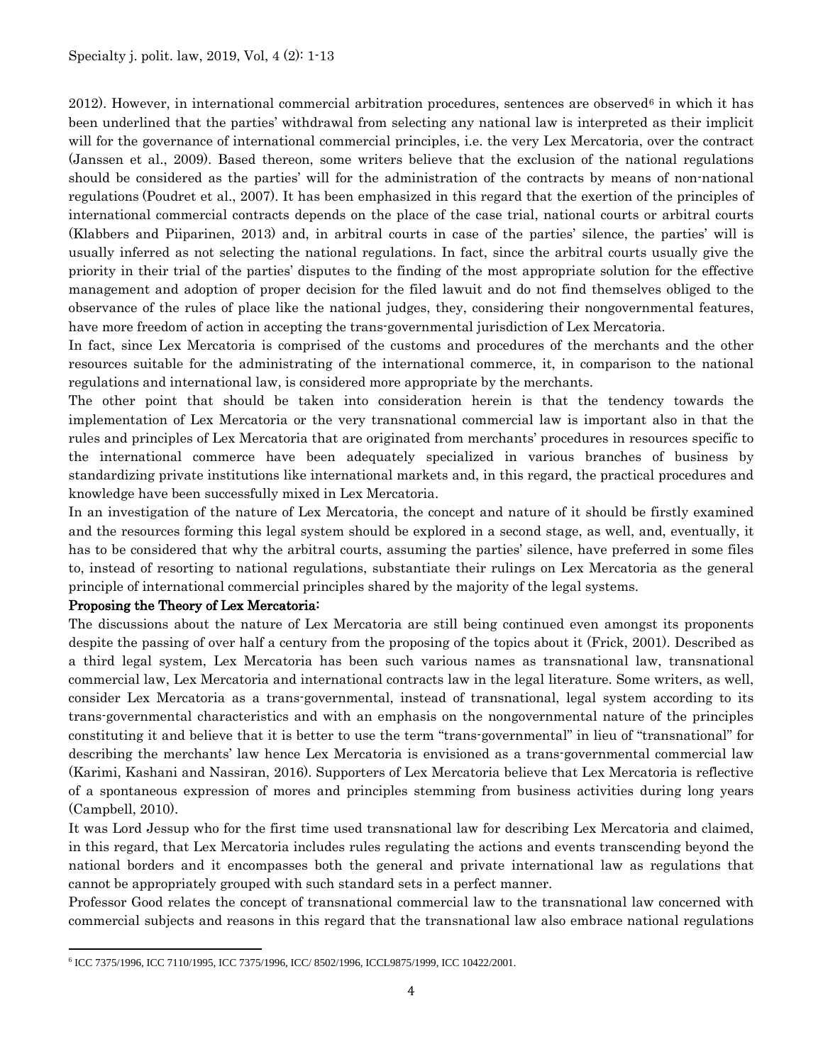2012). However, in international commercial arbitration procedures, sentences are observed[6] in which it has been underlined that the parties' withdrawal from selecting any national law is interpreted as their implicit will for the governance of international commercial principles, i.e. the very Lex Mercatoria, over the contract (Janssen et al., 2009). Based thereon, some writers believe that the exclusion of the national regulations should be considered as the parties' will for the administration of the contracts by means of non-national regulations (Poudret et al., 2007). It has been emphasized in this regard that the exertion of the principles of international commercial contracts depends on the place of the case trial, national courts or arbitral courts (Klabbers and Piiparinen, 2013) and, in arbitral courts in case of the parties' silence, the parties' will is usually inferred as not selecting the national regulations. In fact, since the arbitral courts usually give the priority in their trial of the parties' disputes to the finding of the most appropriate solution for the effective management and adoption of proper decision for the filed lawuit and do not find themselves obliged to the observance of the rules of place like the national judges, they, considering their nongovernmental features, have more freedom of action in accepting the trans-governmental jurisdiction of Lex Mercatoria.

In fact, since Lex Mercatoria is comprised of the customs and procedures of the merchants and the other resources suitable for the administrating of the international commerce, it, in comparison to the national regulations and international law, is considered more appropriate by the merchants.

The other point that should be taken into consideration herein is that the tendency towards the implementation of Lex Mercatoria or the very transnational commercial law is important also in that the rules and principles of Lex Mercatoria that are originated from merchants' procedures in resources specific to the international commerce have been adequately specialized in various branches of business by standardizing private institutions like international markets and, in this regard, the practical procedures and knowledge have been successfully mixed in Lex Mercatoria.

In an investigation of the nature of Lex Mercatoria, the concept and nature of it should be firstly examined and the resources forming this legal system should be explored in a second stage, as well, and, eventually, it has to be considered that why the arbitral courts, assuming the parties' silence, have preferred in some files to, instead of resorting to national regulations, substantiate their rulings on Lex Mercatoria as the general principle of international commercial principles shared by the majority of the legal systems.

**Proposing the Theory of Lex Mercatoria:**

The discussions about the nature of Lex Mercatoria are still being continued even amongst its proponents despite the passing of over half a century from the proposing of the topics about it (Frick, 2001). Described as a third legal system, Lex Mercatoria has been such various names as transnational law, transnational commercial law, Lex Mercatoria and international contracts law in the legal literature. Some writers, as well, consider Lex Mercatoria as a trans-governmental, instead of transnational, legal system according to its trans-governmental characteristics and with an emphasis on the nongovernmental nature of the principles constituting it and believe that it is better to use the term "trans-governmental" in lieu of "transnational" for describing the merchants' law hence Lex Mercatoria is envisioned as a trans-governmental commercial law (Karimi, Kashani and Nassiran, 2016). Supporters of Lex Mercatoria believe that Lex Mercatoria is reflective of a spontaneous expression of mores and principles stemming from business activities during long years (Campbell, 2010).

It was Lord Jessup who for the first time used transnational law for describing Lex Mercatoria and claimed, in this regard, that Lex Mercatoria includes rules regulating the actions and events transcending beyond the national borders and it encompasses both the general and private international law as regulations that cannot be appropriately grouped with such standard sets in a perfect manner.

Professor Good relates the concept of transnational commercial law to the transnational law concerned with commercial subjects and reasons in this regard that the transnational law also embrace national regulations

---

[6] ICC 7375/1996, ICC 7110/1995, ICC 7375/1996, ICC/ 8502/1996, ICCL9875/1999, ICC 10422/2001.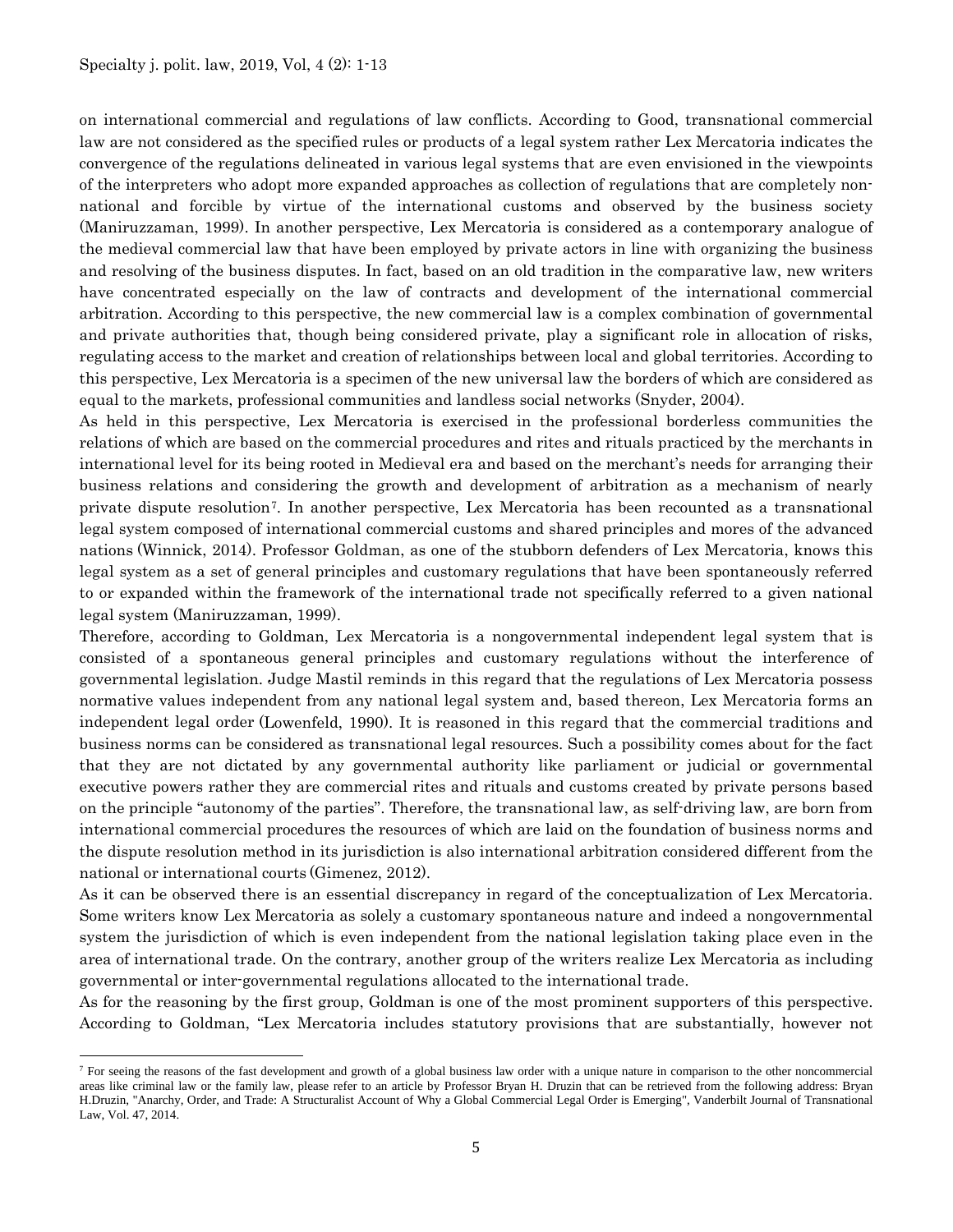on international commercial and regulations of law conflicts. According to Good, transnational commercial law are not considered as the specified rules or products of a legal system rather Lex Mercatoria indicates the convergence of the regulations delineated in various legal systems that are even envisioned in the viewpoints of the interpreters who adopt more expanded approaches as collection of regulations that are completely non-national and forcible by virtue of the international customs and observed by the business society (Maniruzzaman, 1999). In another perspective, Lex Mercatoria is considered as a contemporary analogue of the medieval commercial law that have been employed by private actors in line with organizing the business and resolving of the business disputes. In fact, based on an old tradition in the comparative law, new writers have concentrated especially on the law of contracts and development of the international commercial arbitration. According to this perspective, the new commercial law is a complex combination of governmental and private authorities that, though being considered private, play a significant role in allocation of risks, regulating access to the market and creation of relationships between local and global territories. According to this perspective, Lex Mercatoria is a specimen of the new universal law the borders of which are considered as equal to the markets, professional communities and landless social networks (Snyder, 2004).

As held in this perspective, Lex Mercatoria is exercised in the professional borderless communities the relations of which are based on the commercial procedures and rites and rituals practiced by the merchants in international level for its being rooted in Medieval era and based on the merchant's needs for arranging their business relations and considering the growth and development of arbitration as a mechanism of nearly private dispute resolution[7]. In another perspective, Lex Mercatoria has been recounted as a transnational legal system composed of international commercial customs and shared principles and mores of the advanced nations (Winnick, 2014). Professor Goldman, as one of the stubborn defenders of Lex Mercatoria, knows this legal system as a set of general principles and customary regulations that have been spontaneously referred to or expanded within the framework of the international trade not specifically referred to a given national legal system (Maniruzzaman, 1999).

Therefore, according to Goldman, Lex Mercatoria is a nongovernmental independent legal system that is consisted of a spontaneous general principles and customary regulations without the interference of governmental legislation. Judge Mastil reminds in this regard that the regulations of Lex Mercatoria possess normative values independent from any national legal system and, based thereon, Lex Mercatoria forms an independent legal order (Lowenfeld, 1990). It is reasoned in this regard that the commercial traditions and business norms can be considered as transnational legal resources. Such a possibility comes about for the fact that they are not dictated by any governmental authority like parliament or judicial or governmental executive powers rather they are commercial rites and rituals and customs created by private persons based on the principle "autonomy of the parties". Therefore, the transnational law, as self-driving law, are born from international commercial procedures the resources of which are laid on the foundation of business norms and the dispute resolution method in its jurisdiction is also international arbitration considered different from the national or international courts (Gimenez, 2012).

As it can be observed there is an essential discrepancy in regard of the conceptualization of Lex Mercatoria. Some writers know Lex Mercatoria as solely a customary spontaneous nature and indeed a nongovernmental system the jurisdiction of which is even independent from the national legislation taking place even in the area of international trade. On the contrary, another group of the writers realize Lex Mercatoria as including governmental or inter-governmental regulations allocated to the international trade.

As for the reasoning by the first group, Goldman is one of the most prominent supporters of this perspective. According to Goldman, "Lex Mercatoria includes statutory provisions that are substantially, however not

---

[7] For seeing the reasons of the fast development and growth of a global business law order with a unique nature in comparison to the other noncommercial areas like criminal law or the family law, please refer to an article by Professor Bryan H. Druzin that can be retrieved from the following address: Bryan H.Druzin, "Anarchy, Order, and Trade: A Structuralist Account of Why a Global Commercial Legal Order is Emerging", Vanderbilt Journal of Transnational Law, Vol. 47, 2014.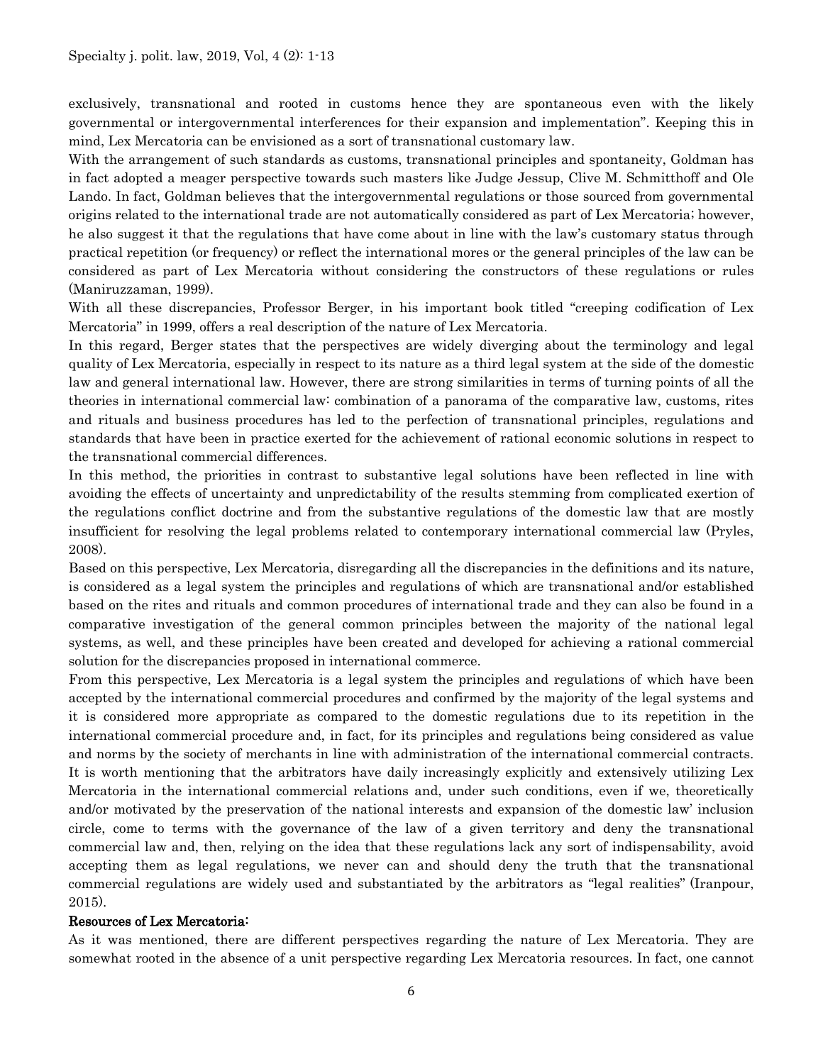exclusively, transnational and rooted in customs hence they are spontaneous even with the likely governmental or intergovernmental interferences for their expansion and implementation". Keeping this in mind, Lex Mercatoria can be envisioned as a sort of transnational customary law.

With the arrangement of such standards as customs, transnational principles and spontaneity, Goldman has in fact adopted a meager perspective towards such masters like Judge Jessup, Clive M. Schmitthoff and Ole Lando. In fact, Goldman believes that the intergovernmental regulations or those sourced from governmental origins related to the international trade are not automatically considered as part of Lex Mercatoria; however, he also suggest it that the regulations that have come about in line with the law's customary status through practical repetition (or frequency) or reflect the international mores or the general principles of the law can be considered as part of Lex Mercatoria without considering the constructors of these regulations or rules (Maniruzzaman, 1999).

With all these discrepancies, Professor Berger, in his important book titled "creeping codification of Lex Mercatoria" in 1999, offers a real description of the nature of Lex Mercatoria.

In this regard, Berger states that the perspectives are widely diverging about the terminology and legal quality of Lex Mercatoria, especially in respect to its nature as a third legal system at the side of the domestic law and general international law. However, there are strong similarities in terms of turning points of all the theories in international commercial law: combination of a panorama of the comparative law, customs, rites and rituals and business procedures has led to the perfection of transnational principles, regulations and standards that have been in practice exerted for the achievement of rational economic solutions in respect to the transnational commercial differences.

In this method, the priorities in contrast to substantive legal solutions have been reflected in line with avoiding the effects of uncertainty and unpredictability of the results stemming from complicated exertion of the regulations conflict doctrine and from the substantive regulations of the domestic law that are mostly insufficient for resolving the legal problems related to contemporary international commercial law (Pryles, 2008).

Based on this perspective, Lex Mercatoria, disregarding all the discrepancies in the definitions and its nature, is considered as a legal system the principles and regulations of which are transnational and/or established based on the rites and rituals and common procedures of international trade and they can also be found in a comparative investigation of the general common principles between the majority of the national legal systems, as well, and these principles have been created and developed for achieving a rational commercial solution for the discrepancies proposed in international commerce.

From this perspective, Lex Mercatoria is a legal system the principles and regulations of which have been accepted by the international commercial procedures and confirmed by the majority of the legal systems and it is considered more appropriate as compared to the domestic regulations due to its repetition in the international commercial procedure and, in fact, for its principles and regulations being considered as value and norms by the society of merchants in line with administration of the international commercial contracts.

It is worth mentioning that the arbitrators have daily increasingly explicitly and extensively utilizing Lex Mercatoria in the international commercial relations and, under such conditions, even if we, theoretically and/or motivated by the preservation of the national interests and expansion of the domestic law' inclusion circle, come to terms with the governance of the law of a given territory and deny the transnational commercial law and, then, relying on the idea that these regulations lack any sort of indispensability, avoid accepting them as legal regulations, we never can and should deny the truth that the transnational commercial regulations are widely used and substantiated by the arbitrators as "legal realities" (Iranpour, 2015).

**Resources of Lex Mercatoria:**

As it was mentioned, there are different perspectives regarding the nature of Lex Mercatoria. They are somewhat rooted in the absence of a unit perspective regarding Lex Mercatoria resources. In fact, one cannot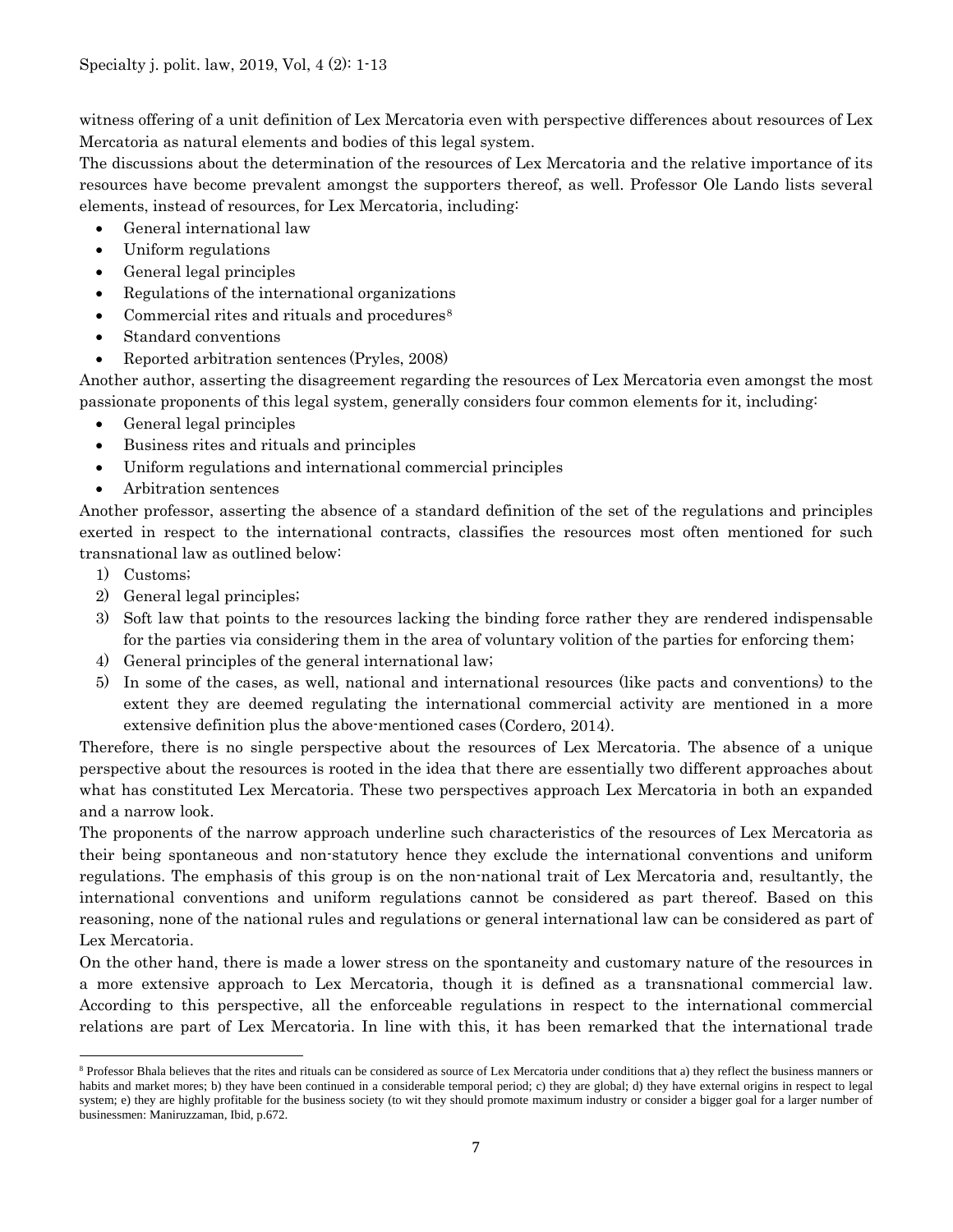witness offering of a unit definition of Lex Mercatoria even with perspective differences about resources of Lex Mercatoria as natural elements and bodies of this legal system.

The discussions about the determination of the resources of Lex Mercatoria and the relative importance of its resources have become prevalent amongst the supporters thereof, as well. Professor Ole Lando lists several elements, instead of resources, for Lex Mercatoria, including:

- General international law
- Uniform regulations
- General legal principles
- Regulations of the international organizations
- Commercial rites and rituals and procedures[8]
- Standard conventions
- Reported arbitration sentences (Pryles, 2008)

Another author, asserting the disagreement regarding the resources of Lex Mercatoria even amongst the most passionate proponents of this legal system, generally considers four common elements for it, including:

- General legal principles
- Business rites and rituals and principles
- Uniform regulations and international commercial principles
- Arbitration sentences

Another professor, asserting the absence of a standard definition of the set of the regulations and principles exerted in respect to the international contracts, classifies the resources most often mentioned for such transnational law as outlined below:

1) Customs;
2) General legal principles;
3) Soft law that points to the resources lacking the binding force rather they are rendered indispensable for the parties via considering them in the area of voluntary volition of the parties for enforcing them;
4) General principles of the general international law;
5) In some of the cases, as well, national and international resources (like pacts and conventions) to the extent they are deemed regulating the international commercial activity are mentioned in a more extensive definition plus the above-mentioned cases (Cordero, 2014).

Therefore, there is no single perspective about the resources of Lex Mercatoria. The absence of a unique perspective about the resources is rooted in the idea that there are essentially two different approaches about what has constituted Lex Mercatoria. These two perspectives approach Lex Mercatoria in both an expanded and a narrow look.

The proponents of the narrow approach underline such characteristics of the resources of Lex Mercatoria as their being spontaneous and non-statutory hence they exclude the international conventions and uniform regulations. The emphasis of this group is on the non-national trait of Lex Mercatoria and, resultantly, the international conventions and uniform regulations cannot be considered as part thereof. Based on this reasoning, none of the national rules and regulations or general international law can be considered as part of Lex Mercatoria.

On the other hand, there is made a lower stress on the spontaneity and customary nature of the resources in a more extensive approach to Lex Mercatoria, though it is defined as a transnational commercial law. According to this perspective, all the enforceable regulations in respect to the international commercial relations are part of Lex Mercatoria. In line with this, it has been remarked that the international trade

---

[8] Professor Bhala believes that the rites and rituals can be considered as source of Lex Mercatoria under conditions that a) they reflect the business manners or habits and market mores; b) they have been continued in a considerable temporal period; c) they are global; d) they have external origins in respect to legal system; e) they are highly profitable for the business society (to wit they should promote maximum industry or consider a bigger goal for a larger number of businessmen: Maniruzzaman, Ibid, p.672.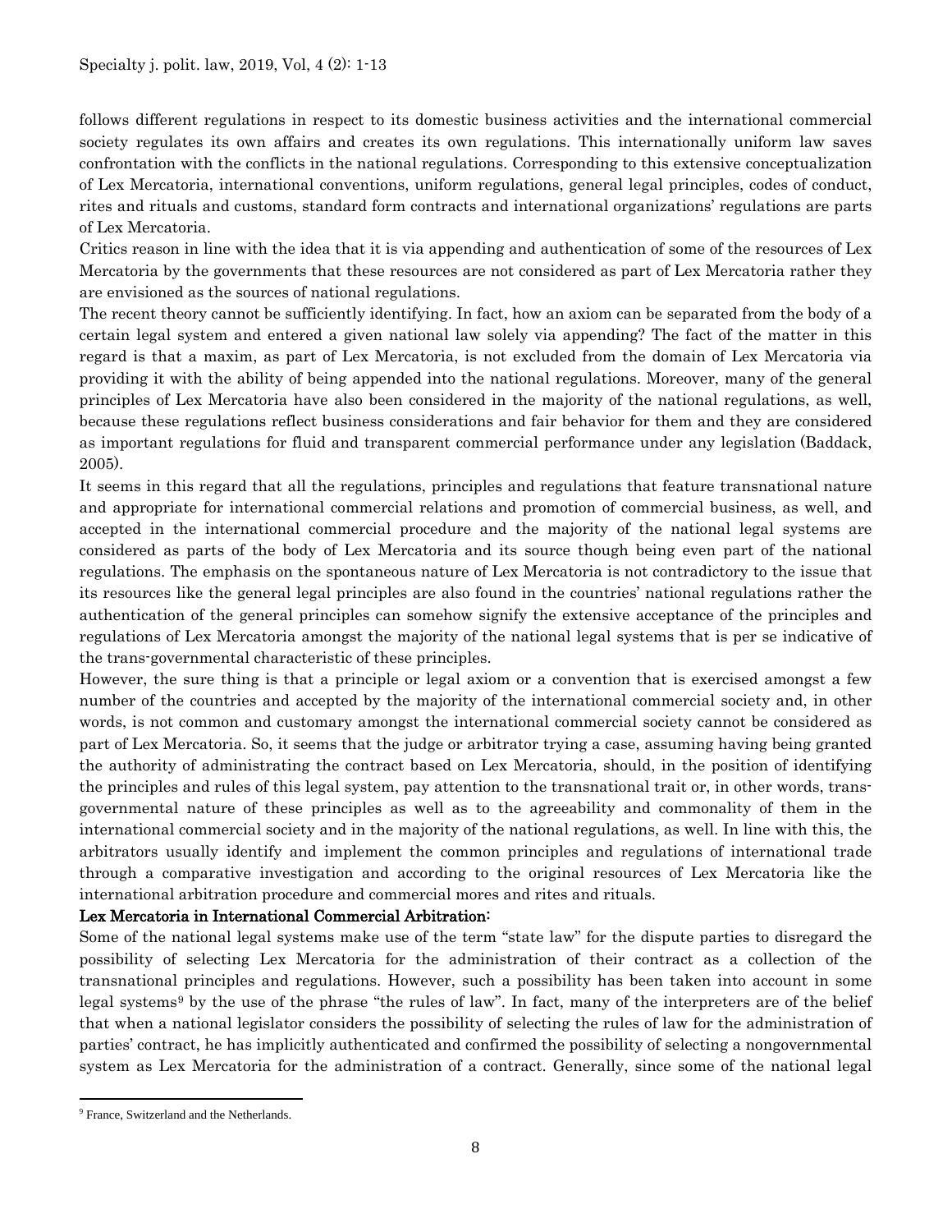follows different regulations in respect to its domestic business activities and the international commercial society regulates its own affairs and creates its own regulations. This internationally uniform law saves confrontation with the conflicts in the national regulations. Corresponding to this extensive conceptualization of Lex Mercatoria, international conventions, uniform regulations, general legal principles, codes of conduct, rites and rituals and customs, standard form contracts and international organizations' regulations are parts of Lex Mercatoria.

Critics reason in line with the idea that it is via appending and authentication of some of the resources of Lex Mercatoria by the governments that these resources are not considered as part of Lex Mercatoria rather they are envisioned as the sources of national regulations.

The recent theory cannot be sufficiently identifying. In fact, how an axiom can be separated from the body of a certain legal system and entered a given national law solely via appending? The fact of the matter in this regard is that a maxim, as part of Lex Mercatoria, is not excluded from the domain of Lex Mercatoria via providing it with the ability of being appended into the national regulations. Moreover, many of the general principles of Lex Mercatoria have also been considered in the majority of the national regulations, as well, because these regulations reflect business considerations and fair behavior for them and they are considered as important regulations for fluid and transparent commercial performance under any legislation (Baddack, 2005).

It seems in this regard that all the regulations, principles and regulations that feature transnational nature and appropriate for international commercial relations and promotion of commercial business, as well, and accepted in the international commercial procedure and the majority of the national legal systems are considered as parts of the body of Lex Mercatoria and its source though being even part of the national regulations. The emphasis on the spontaneous nature of Lex Mercatoria is not contradictory to the issue that its resources like the general legal principles are also found in the countries' national regulations rather the authentication of the general principles can somehow signify the extensive acceptance of the principles and regulations of Lex Mercatoria amongst the majority of the national legal systems that is per se indicative of the trans-governmental characteristic of these principles.

However, the sure thing is that a principle or legal axiom or a convention that is exercised amongst a few number of the countries and accepted by the majority of the international commercial society and, in other words, is not common and customary amongst the international commercial society cannot be considered as part of Lex Mercatoria. So, it seems that the judge or arbitrator trying a case, assuming having being granted the authority of administrating the contract based on Lex Mercatoria, should, in the position of identifying the principles and rules of this legal system, pay attention to the transnational trait or, in other words, trans-governmental nature of these principles as well as to the agreeability and commonality of them in the international commercial society and in the majority of the national regulations, as well. In line with this, the arbitrators usually identify and implement the common principles and regulations of international trade through a comparative investigation and according to the original resources of Lex Mercatoria like the international arbitration procedure and commercial mores and rites and rituals.

**Lex Mercatoria in International Commercial Arbitration:**

Some of the national legal systems make use of the term "state law" for the dispute parties to disregard the possibility of selecting Lex Mercatoria for the administration of their contract as a collection of the transnational principles and regulations. However, such a possibility has been taken into account in some legal systems[9] by the use of the phrase "the rules of law". In fact, many of the interpreters are of the belief that when a national legislator considers the possibility of selecting the rules of law for the administration of parties' contract, he has implicitly authenticated and confirmed the possibility of selecting a nongovernmental system as Lex Mercatoria for the administration of a contract. Generally, since some of the national legal

[9] France, Switzerland and the Netherlands.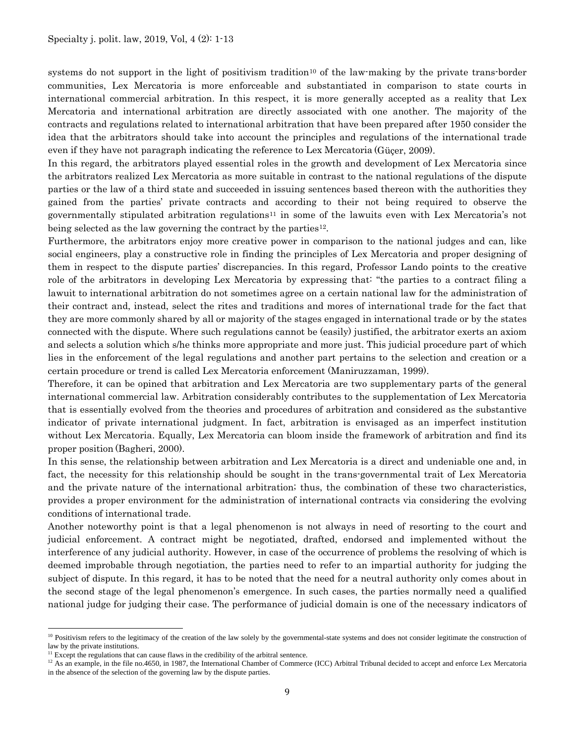systems do not support in the light of positivism tradition[10] of the law-making by the private trans-border communities, Lex Mercatoria is more enforceable and substantiated in comparison to state courts in international commercial arbitration. In this respect, it is more generally accepted as a reality that Lex Mercatoria and international arbitration are directly associated with one another. The majority of the contracts and regulations related to international arbitration that have been prepared after 1950 consider the idea that the arbitrators should take into account the principles and regulations of the international trade even if they have not paragraph indicating the reference to Lex Mercatoria (Güçer, 2009).

In this regard, the arbitrators played essential roles in the growth and development of Lex Mercatoria since the arbitrators realized Lex Mercatoria as more suitable in contrast to the national regulations of the dispute parties or the law of a third state and succeeded in issuing sentences based thereon with the authorities they gained from the parties' private contracts and according to their not being required to observe the governmentally stipulated arbitration regulations[11] in some of the lawuits even with Lex Mercatoria's not being selected as the law governing the contract by the parties[12].

Furthermore, the arbitrators enjoy more creative power in comparison to the national judges and can, like social engineers, play a constructive role in finding the principles of Lex Mercatoria and proper designing of them in respect to the dispute parties' discrepancies. In this regard, Professor Lando points to the creative role of the arbitrators in developing Lex Mercatoria by expressing that: "the parties to a contract filing a lawuit to international arbitration do not sometimes agree on a certain national law for the administration of their contract and, instead, select the rites and traditions and mores of international trade for the fact that they are more commonly shared by all or majority of the stages engaged in international trade or by the states connected with the dispute. Where such regulations cannot be (easily) justified, the arbitrator exerts an axiom and selects a solution which s/he thinks more appropriate and more just. This judicial procedure part of which lies in the enforcement of the legal regulations and another part pertains to the selection and creation or a certain procedure or trend is called Lex Mercatoria enforcement (Maniruzzaman, 1999).

Therefore, it can be opined that arbitration and Lex Mercatoria are two supplementary parts of the general international commercial law. Arbitration considerably contributes to the supplementation of Lex Mercatoria that is essentially evolved from the theories and procedures of arbitration and considered as the substantive indicator of private international judgment. In fact, arbitration is envisaged as an imperfect institution without Lex Mercatoria. Equally, Lex Mercatoria can bloom inside the framework of arbitration and find its proper position (Bagheri, 2000).

In this sense, the relationship between arbitration and Lex Mercatoria is a direct and undeniable one and, in fact, the necessity for this relationship should be sought in the trans-governmental trait of Lex Mercatoria and the private nature of the international arbitration; thus, the combination of these two characteristics, provides a proper environment for the administration of international contracts via considering the evolving conditions of international trade.

Another noteworthy point is that a legal phenomenon is not always in need of resorting to the court and judicial enforcement. A contract might be negotiated, drafted, endorsed and implemented without the interference of any judicial authority. However, in case of the occurrence of problems the resolving of which is deemed improbable through negotiation, the parties need to refer to an impartial authority for judging the subject of dispute. In this regard, it has to be noted that the need for a neutral authority only comes about in the second stage of the legal phenomenon's emergence. In such cases, the parties normally need a qualified national judge for judging their case. The performance of judicial domain is one of the necessary indicators of

---

[10] Positivism refers to the legitimacy of the creation of the law solely by the governmental-state systems and does not consider legitimate the construction of law by the private institutions.

[11] Except the regulations that can cause flaws in the credibility of the arbitral sentence.

[12] As an example, in the file no.4650, in 1987, the International Chamber of Commerce (ICC) Arbitral Tribunal decided to accept and enforce Lex Mercatoria in the absence of the selection of the governing law by the dispute parties.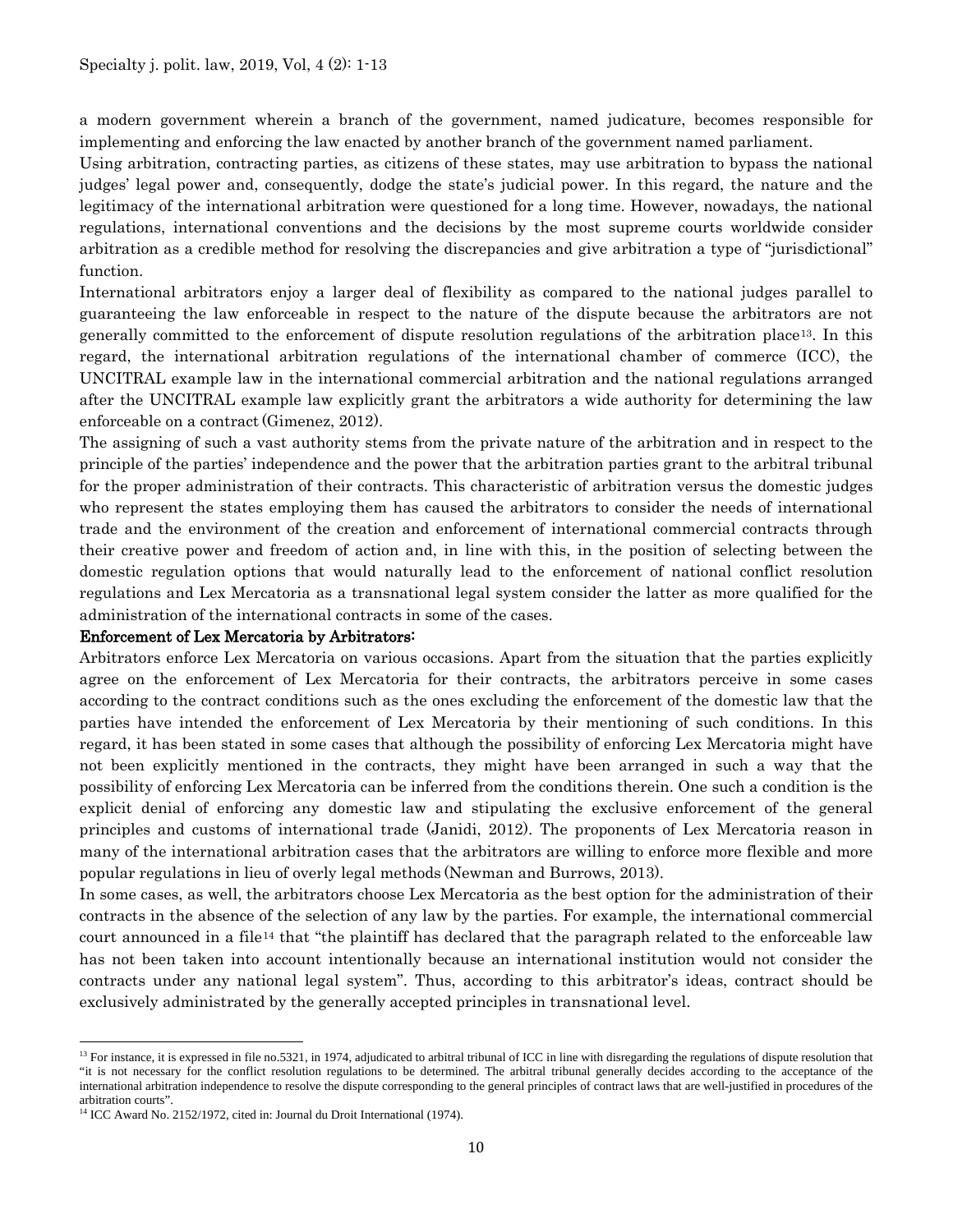a modern government wherein a branch of the government, named judicature, becomes responsible for implementing and enforcing the law enacted by another branch of the government named parliament.

Using arbitration, contracting parties, as citizens of these states, may use arbitration to bypass the national judges' legal power and, consequently, dodge the state's judicial power. In this regard, the nature and the legitimacy of the international arbitration were questioned for a long time. However, nowadays, the national regulations, international conventions and the decisions by the most supreme courts worldwide consider arbitration as a credible method for resolving the discrepancies and give arbitration a type of "jurisdictional" function.

International arbitrators enjoy a larger deal of flexibility as compared to the national judges parallel to guaranteeing the law enforceable in respect to the nature of the dispute because the arbitrators are not generally committed to the enforcement of dispute resolution regulations of the arbitration place[13]. In this regard, the international arbitration regulations of the international chamber of commerce (ICC), the UNCITRAL example law in the international commercial arbitration and the national regulations arranged after the UNCITRAL example law explicitly grant the arbitrators a wide authority for determining the law enforceable on a contract (Gimenez, 2012).

The assigning of such a vast authority stems from the private nature of the arbitration and in respect to the principle of the parties' independence and the power that the arbitration parties grant to the arbitral tribunal for the proper administration of their contracts. This characteristic of arbitration versus the domestic judges who represent the states employing them has caused the arbitrators to consider the needs of international trade and the environment of the creation and enforcement of international commercial contracts through their creative power and freedom of action and, in line with this, in the position of selecting between the domestic regulation options that would naturally lead to the enforcement of national conflict resolution regulations and Lex Mercatoria as a transnational legal system consider the latter as more qualified for the administration of the international contracts in some of the cases.

**Enforcement of Lex Mercatoria by Arbitrators:**

Arbitrators enforce Lex Mercatoria on various occasions. Apart from the situation that the parties explicitly agree on the enforcement of Lex Mercatoria for their contracts, the arbitrators perceive in some cases according to the contract conditions such as the ones excluding the enforcement of the domestic law that the parties have intended the enforcement of Lex Mercatoria by their mentioning of such conditions. In this regard, it has been stated in some cases that although the possibility of enforcing Lex Mercatoria might have not been explicitly mentioned in the contracts, they might have been arranged in such a way that the possibility of enforcing Lex Mercatoria can be inferred from the conditions therein. One such a condition is the explicit denial of enforcing any domestic law and stipulating the exclusive enforcement of the general principles and customs of international trade (Janidi, 2012). The proponents of Lex Mercatoria reason in many of the international arbitration cases that the arbitrators are willing to enforce more flexible and more popular regulations in lieu of overly legal methods (Newman and Burrows, 2013).

In some cases, as well, the arbitrators choose Lex Mercatoria as the best option for the administration of their contracts in the absence of the selection of any law by the parties. For example, the international commercial court announced in a file[14] that "the plaintiff has declared that the paragraph related to the enforceable law has not been taken into account intentionally because an international institution would not consider the contracts under any national legal system". Thus, according to this arbitrator's ideas, contract should be exclusively administrated by the generally accepted principles in transnational level.

---

[13] For instance, it is expressed in file no.5321, in 1974, adjudicated to arbitral tribunal of ICC in line with disregarding the regulations of dispute resolution that "it is not necessary for the conflict resolution regulations to be determined. The arbitral tribunal generally decides according to the acceptance of the international arbitration independence to resolve the dispute corresponding to the general principles of contract laws that are well-justified in procedures of the arbitration courts".

[14] ICC Award No. 2152/1972, cited in: Journal du Droit International (1974).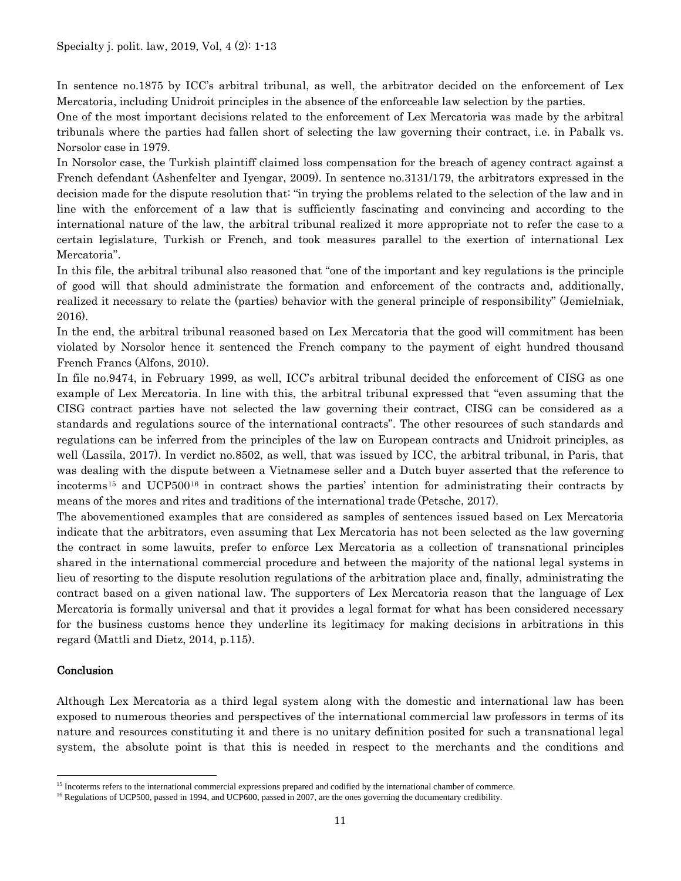In sentence no.1875 by ICC's arbitral tribunal, as well, the arbitrator decided on the enforcement of Lex Mercatoria, including Unidroit principles in the absence of the enforceable law selection by the parties.

One of the most important decisions related to the enforcement of Lex Mercatoria was made by the arbitral tribunals where the parties had fallen short of selecting the law governing their contract, i.e. in Pabalk vs. Norsolor case in 1979.

In Norsolor case, the Turkish plaintiff claimed loss compensation for the breach of agency contract against a French defendant (Ashenfelter and Iyengar, 2009). In sentence no.3131/179, the arbitrators expressed in the decision made for the dispute resolution that: "in trying the problems related to the selection of the law and in line with the enforcement of a law that is sufficiently fascinating and convincing and according to the international nature of the law, the arbitral tribunal realized it more appropriate not to refer the case to a certain legislature, Turkish or French, and took measures parallel to the exertion of international Lex Mercatoria".

In this file, the arbitral tribunal also reasoned that "one of the important and key regulations is the principle of good will that should administrate the formation and enforcement of the contracts and, additionally, realized it necessary to relate the (parties) behavior with the general principle of responsibility" (Jemielniak, 2016).

In the end, the arbitral tribunal reasoned based on Lex Mercatoria that the good will commitment has been violated by Norsolor hence it sentenced the French company to the payment of eight hundred thousand French Francs (Alfons, 2010).

In file no.9474, in February 1999, as well, ICC's arbitral tribunal decided the enforcement of CISG as one example of Lex Mercatoria. In line with this, the arbitral tribunal expressed that "even assuming that the CISG contract parties have not selected the law governing their contract, CISG can be considered as a standards and regulations source of the international contracts". The other resources of such standards and regulations can be inferred from the principles of the law on European contracts and Unidroit principles, as well (Lassila, 2017). In verdict no.8502, as well, that was issued by ICC, the arbitral tribunal, in Paris, that was dealing with the dispute between a Vietnamese seller and a Dutch buyer asserted that the reference to incoterms[15] and UCP500[16] in contract shows the parties' intention for administrating their contracts by means of the mores and rites and traditions of the international trade (Petsche, 2017).

The abovementioned examples that are considered as samples of sentences issued based on Lex Mercatoria indicate that the arbitrators, even assuming that Lex Mercatoria has not been selected as the law governing the contract in some lawuits, prefer to enforce Lex Mercatoria as a collection of transnational principles shared in the international commercial procedure and between the majority of the national legal systems in lieu of resorting to the dispute resolution regulations of the arbitration place and, finally, administrating the contract based on a given national law. The supporters of Lex Mercatoria reason that the language of Lex Mercatoria is formally universal and that it provides a legal format for what has been considered necessary for the business customs hence they underline its legitimacy for making decisions in arbitrations in this regard (Mattli and Dietz, 2014, p.115).

## Conclusion

Although Lex Mercatoria as a third legal system along with the domestic and international law has been exposed to numerous theories and perspectives of the international commercial law professors in terms of its nature and resources constituting it and there is no unitary definition posited for such a transnational legal system, the absolute point is that this is needed in respect to the merchants and the conditions and

---

[15] Incoterms refers to the international commercial expressions prepared and codified by the international chamber of commerce.

[16] Regulations of UCP500, passed in 1994, and UCP600, passed in 2007, are the ones governing the documentary credibility.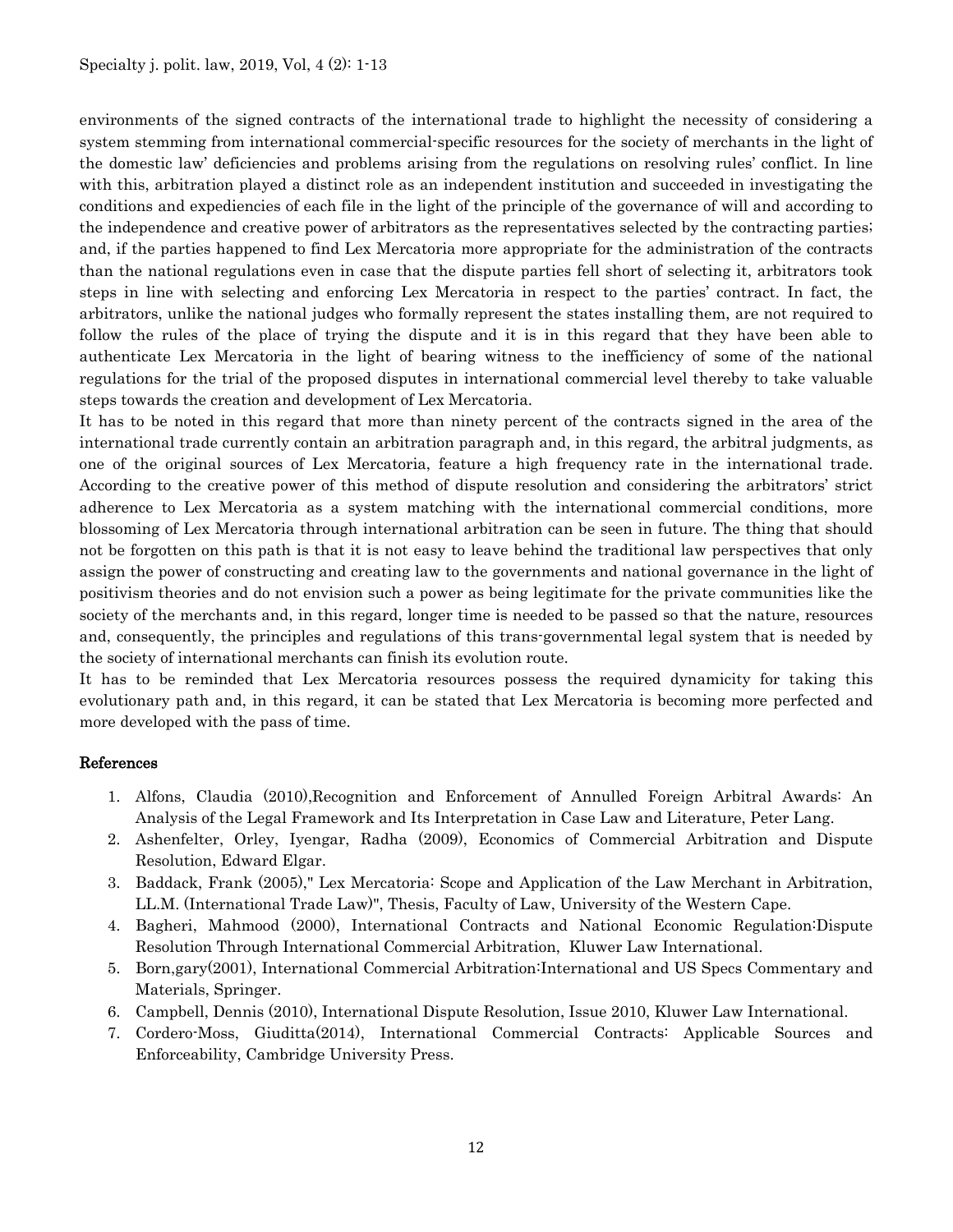environments of the signed contracts of the international trade to highlight the necessity of considering a system stemming from international commercial-specific resources for the society of merchants in the light of the domestic law' deficiencies and problems arising from the regulations on resolving rules' conflict. In line with this, arbitration played a distinct role as an independent institution and succeeded in investigating the conditions and expediencies of each file in the light of the principle of the governance of will and according to the independence and creative power of arbitrators as the representatives selected by the contracting parties; and, if the parties happened to find Lex Mercatoria more appropriate for the administration of the contracts than the national regulations even in case that the dispute parties fell short of selecting it, arbitrators took steps in line with selecting and enforcing Lex Mercatoria in respect to the parties' contract. In fact, the arbitrators, unlike the national judges who formally represent the states installing them, are not required to follow the rules of the place of trying the dispute and it is in this regard that they have been able to authenticate Lex Mercatoria in the light of bearing witness to the inefficiency of some of the national regulations for the trial of the proposed disputes in international commercial level thereby to take valuable steps towards the creation and development of Lex Mercatoria.

It has to be noted in this regard that more than ninety percent of the contracts signed in the area of the international trade currently contain an arbitration paragraph and, in this regard, the arbitral judgments, as one of the original sources of Lex Mercatoria, feature a high frequency rate in the international trade. According to the creative power of this method of dispute resolution and considering the arbitrators' strict adherence to Lex Mercatoria as a system matching with the international commercial conditions, more blossoming of Lex Mercatoria through international arbitration can be seen in future. The thing that should not be forgotten on this path is that it is not easy to leave behind the traditional law perspectives that only assign the power of constructing and creating law to the governments and national governance in the light of positivism theories and do not envision such a power as being legitimate for the private communities like the society of the merchants and, in this regard, longer time is needed to be passed so that the nature, resources and, consequently, the principles and regulations of this trans-governmental legal system that is needed by the society of international merchants can finish its evolution route.

It has to be reminded that Lex Mercatoria resources possess the required dynamicity for taking this evolutionary path and, in this regard, it can be stated that Lex Mercatoria is becoming more perfected and more developed with the pass of time.

## References

1. Alfons, Claudia (2010),Recognition and Enforcement of Annulled Foreign Arbitral Awards: An Analysis of the Legal Framework and Its Interpretation in Case Law and Literature, Peter Lang.
2. Ashenfelter, Orley, Iyengar, Radha (2009), Economics of Commercial Arbitration and Dispute Resolution, Edward Elgar.
3. Baddack, Frank (2005)," Lex Mercatoria: Scope and Application of the Law Merchant in Arbitration, LL.M. (International Trade Law)", Thesis, Faculty of Law, University of the Western Cape.
4. Bagheri, Mahmood (2000), International Contracts and National Economic Regulation:Dispute Resolution Through International Commercial Arbitration, Kluwer Law International.
5. Born,gary(2001), International Commercial Arbitration:International and US Specs Commentary and Materials, Springer.
6. Campbell, Dennis (2010), International Dispute Resolution, Issue 2010, Kluwer Law International.
7. Cordero-Moss, Giuditta(2014), International Commercial Contracts: Applicable Sources and Enforceability, Cambridge University Press.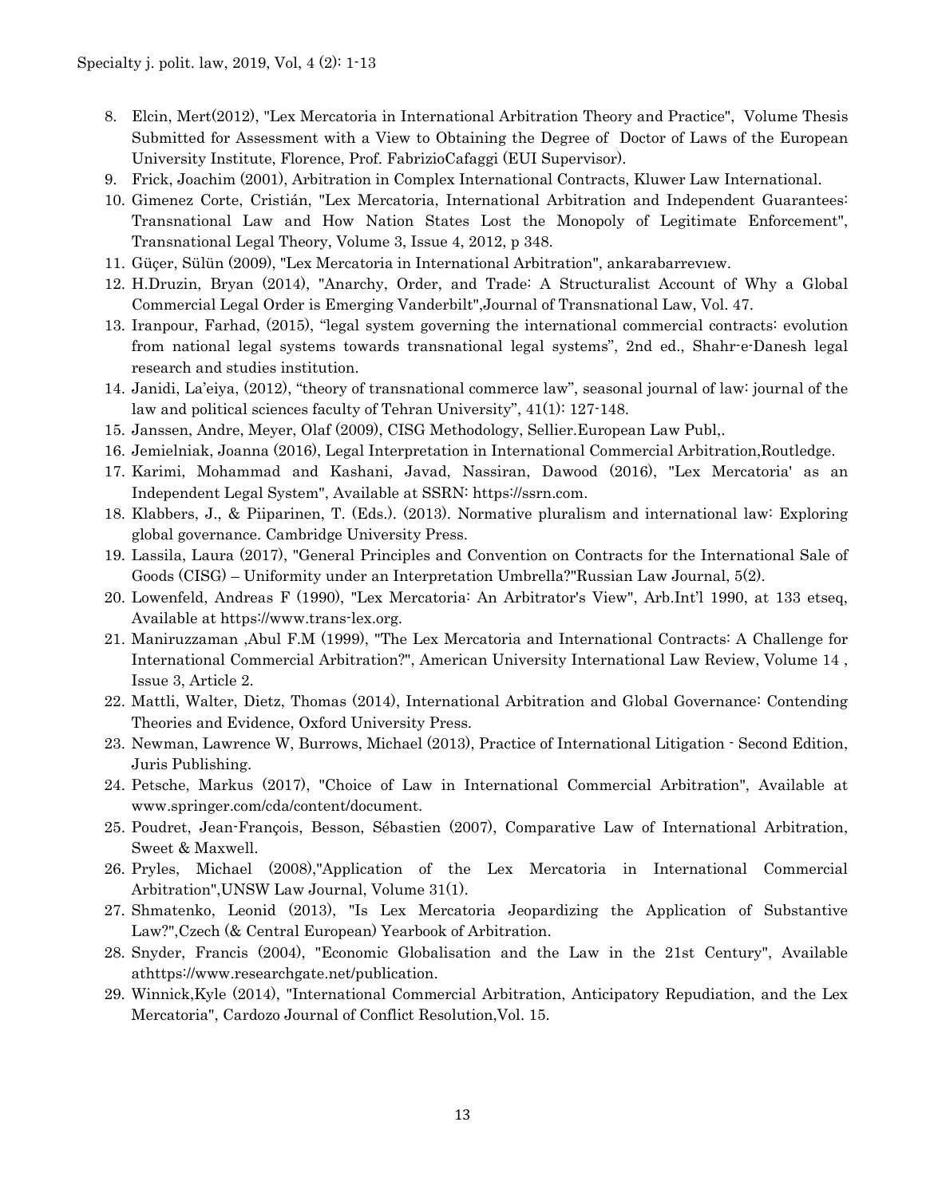8. Elcin, Mert(2012), "Lex Mercatoria in International Arbitration Theory and Practice", Volume Thesis Submitted for Assessment with a View to Obtaining the Degree of Doctor of Laws of the European University Institute, Florence, Prof. FabrizioCafaggi (EUI Supervisor).
9. Frick, Joachim (2001), Arbitration in Complex International Contracts, Kluwer Law International.
10. Gimenez Corte, Cristián, "Lex Mercatoria, International Arbitration and Independent Guarantees: Transnational Law and How Nation States Lost the Monopoly of Legitimate Enforcement", Transnational Legal Theory, Volume 3, Issue 4, 2012, p 348.
11. Güçer, Sülün (2009), "Lex Mercatoria in International Arbitration", ankarabarrevıew.
12. H.Druzin, Bryan (2014), "Anarchy, Order, and Trade: A Structuralist Account of Why a Global Commercial Legal Order is Emerging Vanderbilt",Journal of Transnational Law, Vol. 47.
13. Iranpour, Farhad, (2015), "legal system governing the international commercial contracts: evolution from national legal systems towards transnational legal systems", 2nd ed., Shahr-e-Danesh legal research and studies institution.
14. Janidi, La'eiya, (2012), "theory of transnational commerce law", seasonal journal of law: journal of the law and political sciences faculty of Tehran University", 41(1): 127-148.
15. Janssen, Andre, Meyer, Olaf (2009), CISG Methodology, Sellier.European Law Publ,.
16. Jemielniak, Joanna (2016), Legal Interpretation in International Commercial Arbitration,Routledge.
17. Karimi, Mohammad and Kashani, Javad, Nassiran, Dawood (2016), "Lex Mercatoria' as an Independent Legal System", Available at SSRN: https://ssrn.com.
18. Klabbers, J., & Piiparinen, T. (Eds.). (2013). Normative pluralism and international law: Exploring global governance. Cambridge University Press.
19. Lassila, Laura (2017), "General Principles and Convention on Contracts for the International Sale of Goods (CISG) – Uniformity under an Interpretation Umbrella?"Russian Law Journal, 5(2).
20. Lowenfeld, Andreas F (1990), "Lex Mercatoria: An Arbitrator's View", Arb.Int'l 1990, at 133 etseq, Available at https://www.trans-lex.org.
21. Maniruzzaman ,Abul F.M (1999), "The Lex Mercatoria and International Contracts: A Challenge for International Commercial Arbitration?", American University International Law Review, Volume 14 , Issue 3, Article 2.
22. Mattli, Walter, Dietz, Thomas (2014), International Arbitration and Global Governance: Contending Theories and Evidence, Oxford University Press.
23. Newman, Lawrence W, Burrows, Michael (2013), Practice of International Litigation - Second Edition, Juris Publishing.
24. Petsche, Markus (2017), "Choice of Law in International Commercial Arbitration", Available at www.springer.com/cda/content/document.
25. Poudret, Jean-François, Besson, Sébastien (2007), Comparative Law of International Arbitration, Sweet & Maxwell.
26. Pryles, Michael (2008),"Application of the Lex Mercatoria in International Commercial Arbitration",UNSW Law Journal, Volume 31(1).
27. Shmatenko, Leonid (2013), "Is Lex Mercatoria Jeopardizing the Application of Substantive Law?",Czech (& Central European) Yearbook of Arbitration.
28. Snyder, Francis (2004), "Economic Globalisation and the Law in the 21st Century", Available athttps://www.researchgate.net/publication.
29. Winnick,Kyle (2014), "International Commercial Arbitration, Anticipatory Repudiation, and the Lex Mercatoria", Cardozo Journal of Conflict Resolution,Vol. 15.